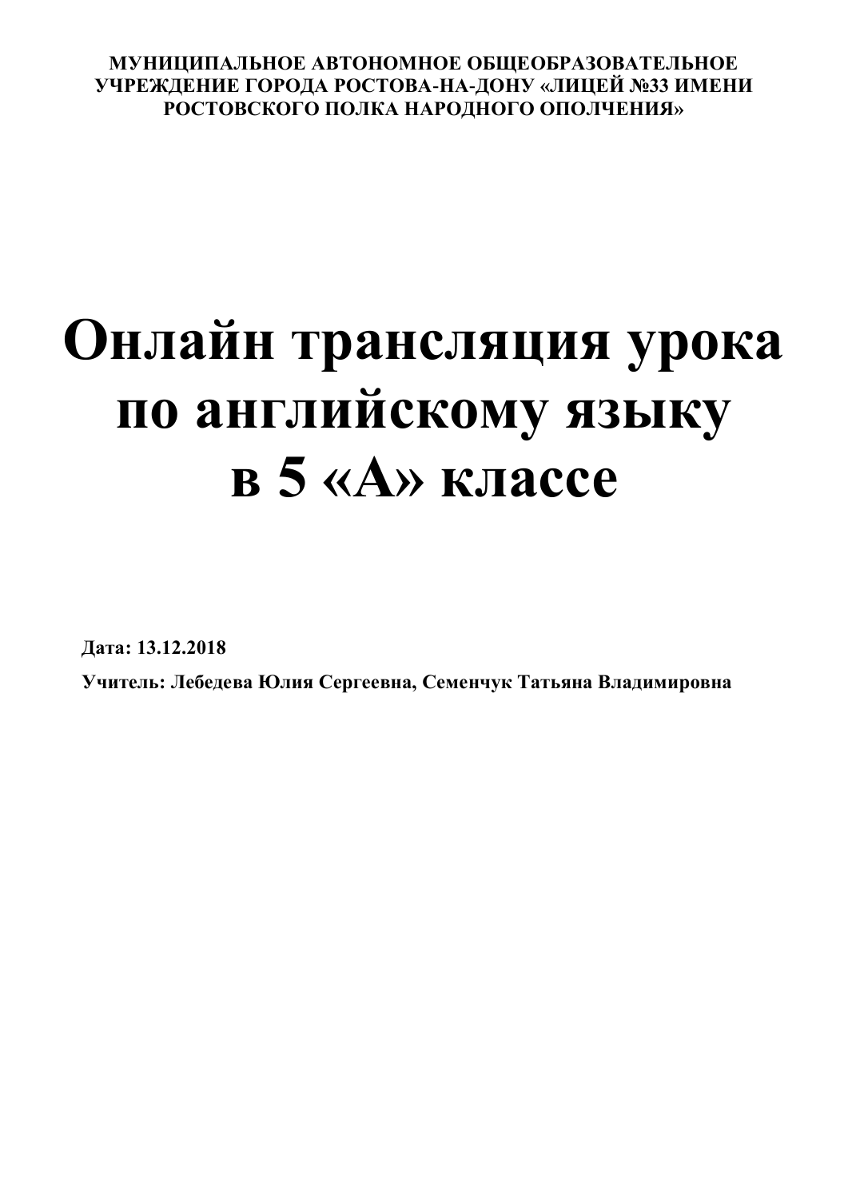**МУНИЦИПАЛЬНОЕ АВТОНОМНОЕ ОБЩЕОБРАЗОВАТЕЛЬНОЕ УЧРЕЖДЕНИЕ ГОРОДА РОСТОВА-НА-ДОНУ «ЛИЦЕЙ №33 ИМЕНИ РОСТОВСКОГО ПОЛКА НАРОДНОГО ОПОЛЧЕНИЯ»**

# Онлайн трансляция урока по английскому языку в 5 «А» классе

**Дата: 13.12.2018**

**Учитель: Лебедева Юлия Сергеевна, Семенчук Татьяна Владимировна**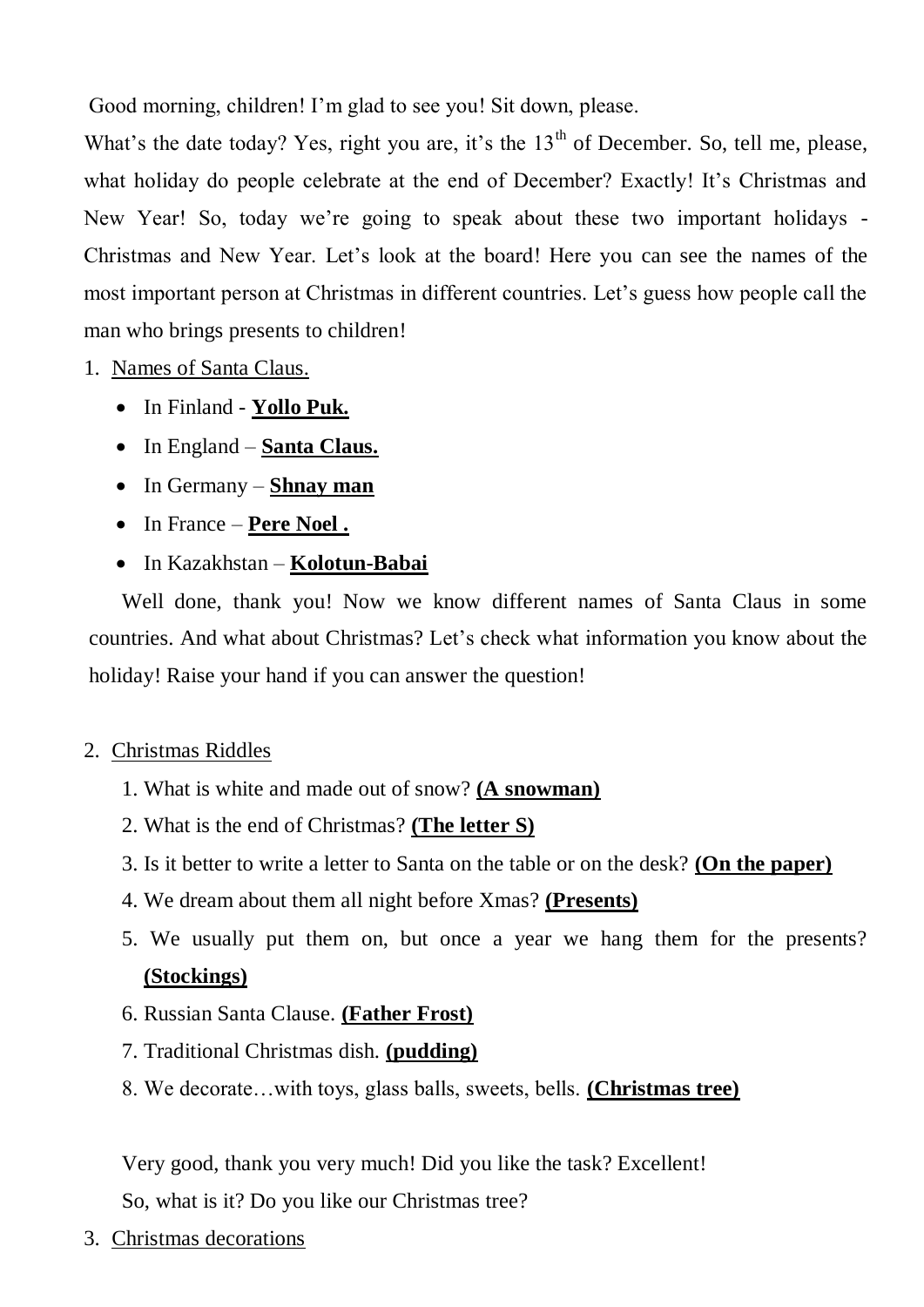Good morning, children! I'm glad to see you! Sit down, please.

What's the date today? Yes, right you are, it's the 13th of December. So, tell me, please, what holiday do people celebrate at the end of December? Exactly! It's Christmas and New Year! So, today we're going to speak about these two important holidays - Christmas and New Year. Let's look at the board! Here you can see the names of the most important person at Christmas in different countries. Let's guess how people call the man who brings presents to children!

1. <u>Names of Santa Claus.</u>
   - In Finland - **<u>Yollo Puk.</u>**
   - In England – **<u>Santa Claus.</u>**
   - In Germany – **<u>Shnay man</u>**
   - In France – **<u>Pere Noel .</u>**
   - In Kazakhstan – **<u>Kolotun-Babai</u>**

Well done, thank you! Now we know different names of Santa Claus in some countries. And what about Christmas? Let's check what information you know about the holiday! Raise your hand if you can answer the question!

2. <u>Christmas Riddles</u>
   1. What is white and made out of snow? **<u>(A snowman)</u>**
   2. What is the end of Christmas? **<u>(The letter S)</u>**
   3. Is it better to write a letter to Santa on the table or on the desk? **<u>(On the paper)</u>**
   4. We dream about them all night before Xmas? **<u>(Presents)</u>**
   5. We usually put them on, but once a year we hang them for the presents? **<u>(Stockings)</u>**
   6. Russian Santa Clause. **<u>(Father Frost)</u>**
   7. Traditional Christmas dish. **<u>(pudding)</u>**
   8. We decorate…with toys, glass balls, sweets, bells. **<u>(Christmas tree)</u>**

Very good, thank you very much! Did you like the task? Excellent!

So, what is it? Do you like our Christmas tree?

3. <u>Christmas decorations</u>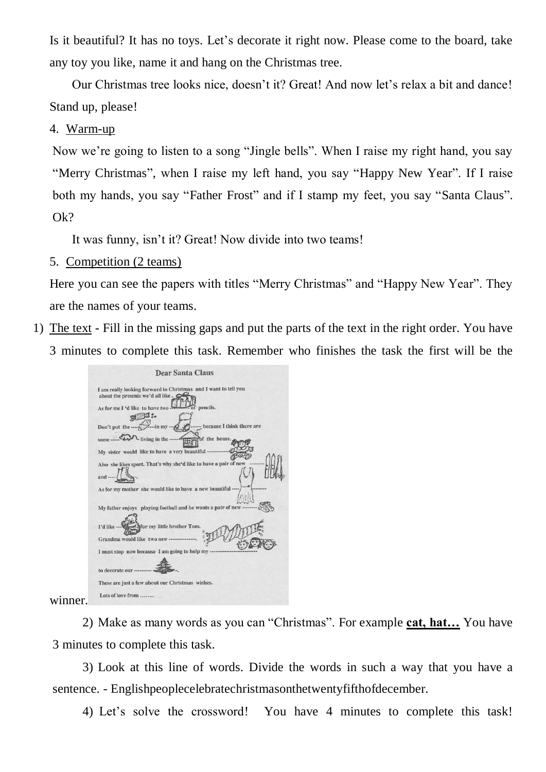Is it beautiful? It has no toys. Let's decorate it right now. Please come to the board, take any toy you like, name it and hang on the Christmas tree.

Our Christmas tree looks nice, doesn't it? Great! And now let's relax a bit and dance! Stand up, please!

4. Warm-up

Now we're going to listen to a song "Jingle bells". When I raise my right hand, you say "Merry Christmas", when I raise my left hand, you say "Happy New Year". If I raise both my hands, you say "Father Frost" and if I stamp my feet, you say "Santa Claus". Ok?

It was funny, isn't it? Great! Now divide into two teams!

5. Competition (2 teams)

Here you can see the papers with titles "Merry Christmas" and "Happy New Year". They are the names of your teams.

1) The text - Fill in the missing gaps and put the parts of the text in the right order. You have 3 minutes to complete this task. Remember who finishes the task the first will be the winner.

Dear Santa Claus

I am really looking forward to Christmas and I want to tell you about the presents we'd all like.

As for me I 'd like to have two -------- of pencils.

Don't put the ------- in my ------- because I think there are some ------- living in the ------- of the house.

My sister would like to have a very beautiful -----------

Also she likes sport. That's why she'd like to have a pair of new -------- and -------.

As for my mother she would like to have a new beautiful ---- --------

My father enjoys playing football and he wants a pair of new --------

I'd like ------- for my little brother Tom.

Grandma would like two new --------------.

I must stop now because I am going to help my ----------------------- to decorate our ---------.

These are just a few about our Christmas wishes.

Lots of love from ........

2) Make as many words as you can "Christmas". For example **cat, hat…** You have 3 minutes to complete this task.

3) Look at this line of words. Divide the words in such a way that you have a sentence. - Englishpeoplecelebratechristmasonthetwentyfifthofdecember.

4) Let's solve the crossword! You have 4 minutes to complete this task!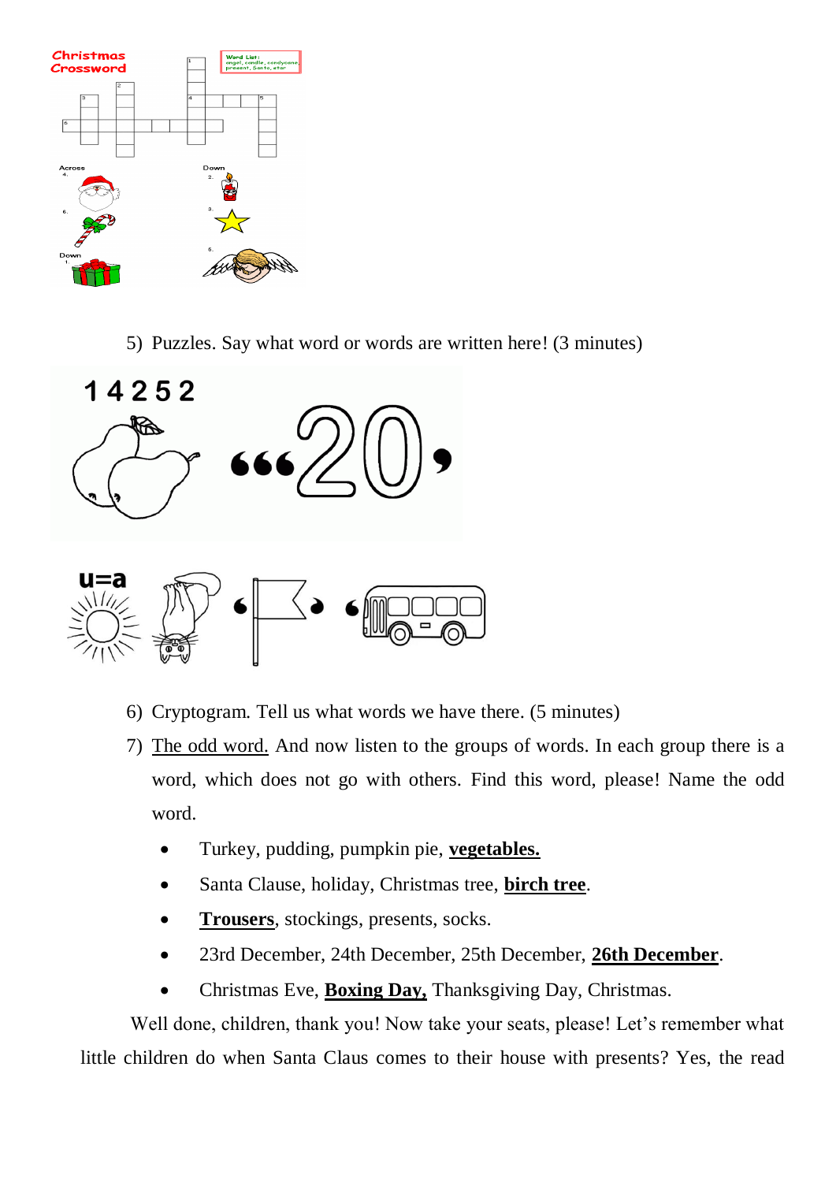Christmas Crossword

Word List: angel, candle, candycane, present, Santa, star

Across
4.
6.

Down
1.

Down
2.
3.
5.

5) Puzzles. Say what word or words are written here! (3 minutes)

1 4 2 5 2

“““20,

u=a

6) Cryptogram. Tell us what words we have there. (5 minutes)

7) <u>The odd word.</u> And now listen to the groups of words. In each group there is a word, which does not go with others. Find this word, please! Name the odd word.

- Turkey, pudding, pumpkin pie, **<u>vegetables.</u>**
- Santa Clause, holiday, Christmas tree, **<u>birch tree</u>**.
- **<u>Trousers</u>**, stockings, presents, socks.
- 23rd December, 24th December, 25th December, **<u>26th December</u>**.
- Christmas Eve, **<u>Boxing Day,</u>** Thanksgiving Day, Christmas.

Well done, children, thank you! Now take your seats, please! Let’s remember what little children do when Santa Claus comes to their house with presents? Yes, the read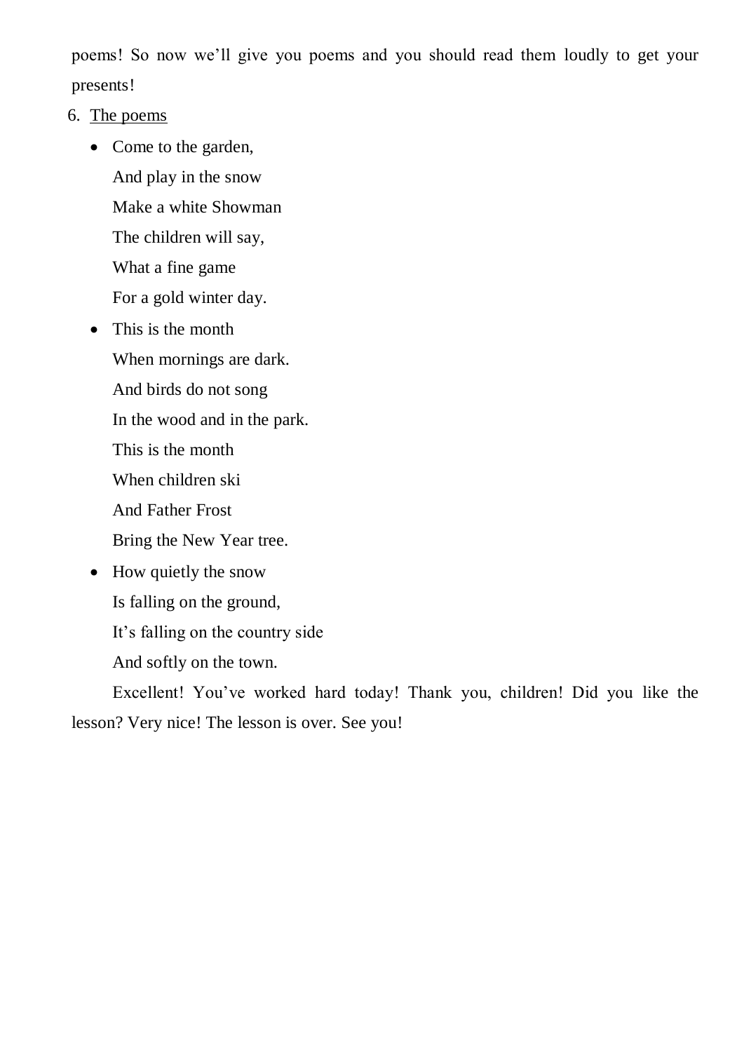poems! So now we’ll give you poems and you should read them loudly to get your presents!

6. The poems

- Come to the garden,  
  And play in the snow  
  Make a white Showman  
  The children will say,  
  What a fine game  
  For a gold winter day.
- This is the month  
  When mornings are dark.  
  And birds do not song  
  In the wood and in the park.  
  This is the month  
  When children ski  
  And Father Frost  
  Bring the New Year tree.
- How quietly the snow  
  Is falling on the ground,  
  It’s falling on the country side  
  And softly on the town.

Excellent! You’ve worked hard today! Thank you, children! Did you like the lesson? Very nice! The lesson is over. See you!